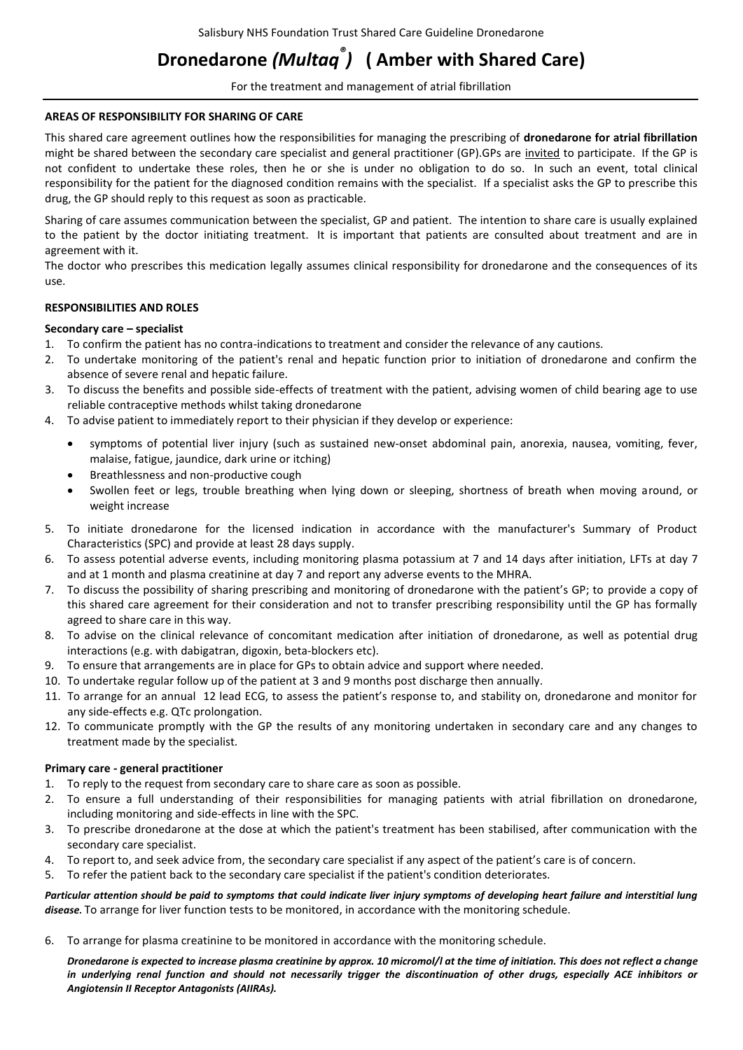# Dronedarone *(Multaq®)* ( Amber with Shared Care)

For the treatment and management of atrial fibrillation

**AREAS OF RESPONSIBILITY FOR SHARING OF CARE**

This shared care agreement outlines how the responsibilities for managing the prescribing of **dronedarone for atrial fibrillation** might be shared between the secondary care specialist and general practitioner (GP).GPs are invited to participate. If the GP is not confident to undertake these roles, then he or she is under no obligation to do so. In such an event, total clinical responsibility for the patient for the diagnosed condition remains with the specialist. If a specialist asks the GP to prescribe this drug, the GP should reply to this request as soon as practicable.

Sharing of care assumes communication between the specialist, GP and patient. The intention to share care is usually explained to the patient by the doctor initiating treatment. It is important that patients are consulted about treatment and are in agreement with it.

The doctor who prescribes this medication legally assumes clinical responsibility for dronedarone and the consequences of its use.

**RESPONSIBILITIES AND ROLES**

**Secondary care – specialist**

1. To confirm the patient has no contra-indications to treatment and consider the relevance of any cautions.
2. To undertake monitoring of the patient's renal and hepatic function prior to initiation of dronedarone and confirm the absence of severe renal and hepatic failure.
3. To discuss the benefits and possible side-effects of treatment with the patient, advising women of child bearing age to use reliable contraceptive methods whilst taking dronedarone
4. To advise patient to immediately report to their physician if they develop or experience:
   - symptoms of potential liver injury (such as sustained new-onset abdominal pain, anorexia, nausea, vomiting, fever, malaise, fatigue, jaundice, dark urine or itching)
   - Breathlessness and non-productive cough
   - Swollen feet or legs, trouble breathing when lying down or sleeping, shortness of breath when moving around, or weight increase
5. To initiate dronedarone for the licensed indication in accordance with the manufacturer's Summary of Product Characteristics (SPC) and provide at least 28 days supply.
6. To assess potential adverse events, including monitoring plasma potassium at 7 and 14 days after initiation, LFTs at day 7 and at 1 month and plasma creatinine at day 7 and report any adverse events to the MHRA.
7. To discuss the possibility of sharing prescribing and monitoring of dronedarone with the patient's GP; to provide a copy of this shared care agreement for their consideration and not to transfer prescribing responsibility until the GP has formally agreed to share care in this way.
8. To advise on the clinical relevance of concomitant medication after initiation of dronedarone, as well as potential drug interactions (e.g. with dabigatran, digoxin, beta-blockers etc).
9. To ensure that arrangements are in place for GPs to obtain advice and support where needed.
10. To undertake regular follow up of the patient at 3 and 9 months post discharge then annually.
11. To arrange for an annual 12 lead ECG, to assess the patient's response to, and stability on, dronedarone and monitor for any side-effects e.g. QTc prolongation.
12. To communicate promptly with the GP the results of any monitoring undertaken in secondary care and any changes to treatment made by the specialist.

**Primary care - general practitioner**

1. To reply to the request from secondary care to share care as soon as possible.
2. To ensure a full understanding of their responsibilities for managing patients with atrial fibrillation on dronedarone, including monitoring and side-effects in line with the SPC.
3. To prescribe dronedarone at the dose at which the patient's treatment has been stabilised, after communication with the secondary care specialist.
4. To report to, and seek advice from, the secondary care specialist if any aspect of the patient's care is of concern.
5. To refer the patient back to the secondary care specialist if the patient's condition deteriorates.

***Particular attention should be paid to symptoms that could indicate liver injury symptoms of developing heart failure and interstitial lung disease.*** To arrange for liver function tests to be monitored, in accordance with the monitoring schedule.

6. To arrange for plasma creatinine to be monitored in accordance with the monitoring schedule.

   ***Dronedarone is expected to increase plasma creatinine by approx. 10 micromol/l at the time of initiation. This does not reflect a change in underlying renal function and should not necessarily trigger the discontinuation of other drugs, especially ACE inhibitors or Angiotensin II Receptor Antagonists (AIIRAs).***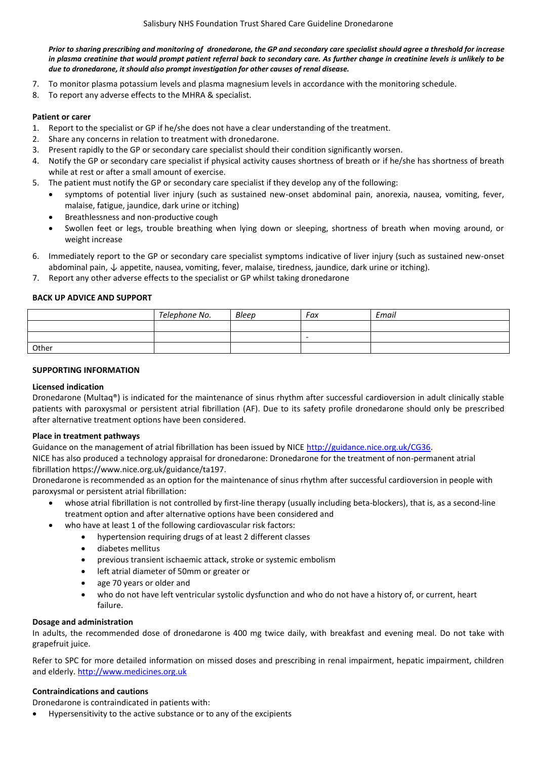***Prior to sharing prescribing and monitoring of dronedarone, the GP and secondary care specialist should agree a threshold for increase in plasma creatinine that would prompt patient referral back to secondary care. As further change in creatinine levels is unlikely to be due to dronedarone, it should also prompt investigation for other causes of renal disease.***

7. To monitor plasma potassium levels and plasma magnesium levels in accordance with the monitoring schedule.
8. To report any adverse effects to the MHRA & specialist.

**Patient or carer**

1. Report to the specialist or GP if he/she does not have a clear understanding of the treatment.
2. Share any concerns in relation to treatment with dronedarone.
3. Present rapidly to the GP or secondary care specialist should their condition significantly worsen.
4. Notify the GP or secondary care specialist if physical activity causes shortness of breath or if he/she has shortness of breath while at rest or after a small amount of exercise.
5. The patient must notify the GP or secondary care specialist if they develop any of the following:
   - symptoms of potential liver injury (such as sustained new-onset abdominal pain, anorexia, nausea, vomiting, fever, malaise, fatigue, jaundice, dark urine or itching)
   - Breathlessness and non-productive cough
   - Swollen feet or legs, trouble breathing when lying down or sleeping, shortness of breath when moving around, or weight increase
6. Immediately report to the GP or secondary care specialist symptoms indicative of liver injury (such as sustained new-onset abdominal pain, ↓ appetite, nausea, vomiting, fever, malaise, tiredness, jaundice, dark urine or itching).
7. Report any other adverse effects to the specialist or GP whilst taking dronedarone

**BACK UP ADVICE AND SUPPORT**

| | *Telephone No.* | *Bleep* | *Fax* | *Email* |
|---|---|---|---|---|
| | | | | |
| | | | - | |
| Other | | | | |

**SUPPORTING INFORMATION**

**Licensed indication**

Dronedarone (Multaq®) is indicated for the maintenance of sinus rhythm after successful cardioversion in adult clinically stable patients with paroxysmal or persistent atrial fibrillation (AF). Due to its safety profile dronedarone should only be prescribed after alternative treatment options have been considered.

**Place in treatment pathways**

Guidance on the management of atrial fibrillation has been issued by NICE [http://guidance.nice.org.uk/CG36](http://guidance.nice.org.uk/CG36).

NICE has also produced a technology appraisal for dronedarone: Dronedarone for the treatment of non-permanent atrial fibrillation https://www.nice.org.uk/guidance/ta197.

Dronedarone is recommended as an option for the maintenance of sinus rhythm after successful cardioversion in people with paroxysmal or persistent atrial fibrillation:

- whose atrial fibrillation is not controlled by first-line therapy (usually including beta-blockers), that is, as a second-line treatment option and after alternative options have been considered and
- who have at least 1 of the following cardiovascular risk factors:
  - hypertension requiring drugs of at least 2 different classes
  - diabetes mellitus
  - previous transient ischaemic attack, stroke or systemic embolism
  - left atrial diameter of 50mm or greater or
  - age 70 years or older and
  - who do not have left ventricular systolic dysfunction and who do not have a history of, or current, heart failure.

**Dosage and administration**

In adults, the recommended dose of dronedarone is 400 mg twice daily, with breakfast and evening meal. Do not take with grapefruit juice.

Refer to SPC for more detailed information on missed doses and prescribing in renal impairment, hepatic impairment, children and elderly. [http://www.medicines.org.uk](http://www.medicines.org.uk)

**Contraindications and cautions**

Dronedarone is contraindicated in patients with:

- Hypersensitivity to the active substance or to any of the excipients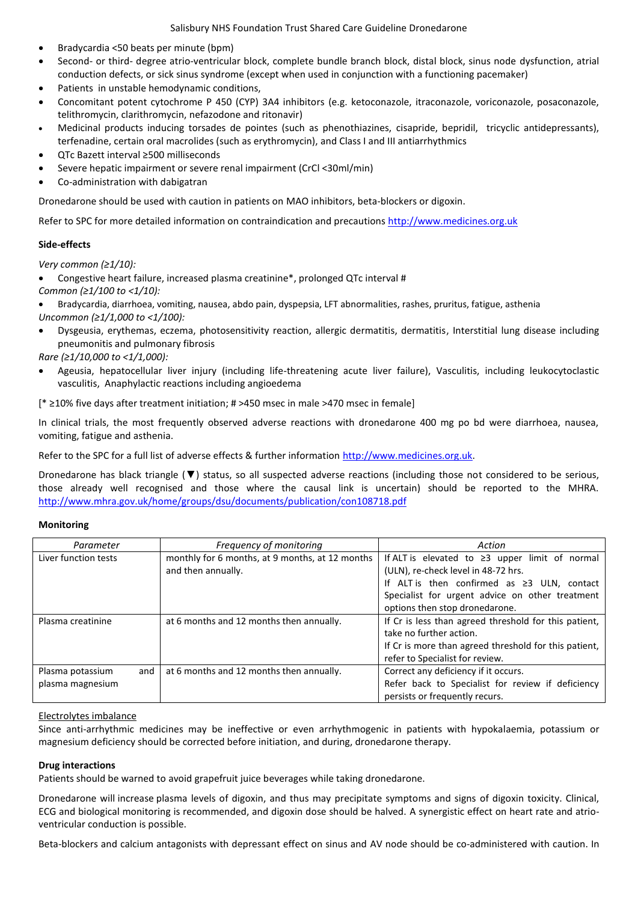- Bradycardia <50 beats per minute (bpm)
- Second- or third- degree atrio-ventricular block, complete bundle branch block, distal block, sinus node dysfunction, atrial conduction defects, or sick sinus syndrome (except when used in conjunction with a functioning pacemaker)
- Patients in unstable hemodynamic conditions,
- Concomitant potent cytochrome P 450 (CYP) 3A4 inhibitors (e.g. ketoconazole, itraconazole, voriconazole, posaconazole, telithromycin, clarithromycin, nefazodone and ritonavir)
- Medicinal products inducing torsades de pointes (such as phenothiazines, cisapride, bepridil, tricyclic antidepressants), terfenadine, certain oral macrolides (such as erythromycin), and Class I and III antiarrhythmics
- QTc Bazett interval ≥500 milliseconds
- Severe hepatic impairment or severe renal impairment (CrCl <30ml/min)
- Co-administration with dabigatran

Dronedarone should be used with caution in patients on MAO inhibitors, beta-blockers or digoxin.

Refer to SPC for more detailed information on contraindication and precautions http://www.medicines.org.uk

**Side-effects**

*Very common (≥1/10):*

- Congestive heart failure, increased plasma creatinine*, prolonged QTc interval #

*Common (≥1/100 to <1/10):*

- Bradycardia, diarrhoea, vomiting, nausea, abdo pain, dyspepsia, LFT abnormalities, rashes, pruritus, fatigue, asthenia

*Uncommon (≥1/1,000 to <1/100):*

- Dysgeusia, erythemas, eczema, photosensitivity reaction, allergic dermatitis, dermatitis, Interstitial lung disease including pneumonitis and pulmonary fibrosis

*Rare (≥1/10,000 to <1/1,000):*

- Ageusia, hepatocellular liver injury (including life-threatening acute liver failure), Vasculitis, including leukocytoclastic vasculitis, Anaphylactic reactions including angioedema

[* ≥10% five days after treatment initiation; # >450 msec in male >470 msec in female]

In clinical trials, the most frequently observed adverse reactions with dronedarone 400 mg po bd were diarrhoea, nausea, vomiting, fatigue and asthenia.

Refer to the SPC for a full list of adverse effects & further information http://www.medicines.org.uk.

Dronedarone has black triangle (▼) status, so all suspected adverse reactions (including those not considered to be serious, those already well recognised and those where the causal link is uncertain) should be reported to the MHRA. http://www.mhra.gov.uk/home/groups/dsu/documents/publication/con108718.pdf

**Monitoring**

| *Parameter* | *Frequency of monitoring* | *Action* |
|---|---|---|
| Liver function tests | monthly for 6 months, at 9 months, at 12 months and then annually. | If ALT is elevated to ≥3 upper limit of normal (ULN), re-check level in 48-72 hrs.<br>If ALT is then confirmed as ≥3 ULN, contact Specialist for urgent advice on other treatment options then stop dronedarone. |
| Plasma creatinine | at 6 months and 12 months then annually. | If Cr is less than agreed threshold for this patient, take no further action.<br>If Cr is more than agreed threshold for this patient, refer to Specialist for review. |
| Plasma potassium and plasma magnesium | at 6 months and 12 months then annually. | Correct any deficiency if it occurs.<br>Refer back to Specialist for review if deficiency persists or frequently recurs. |

Electrolytes imbalance

Since anti-arrhythmic medicines may be ineffective or even arrhythmogenic in patients with hypokalaemia, potassium or magnesium deficiency should be corrected before initiation, and during, dronedarone therapy.

**Drug interactions**

Patients should be warned to avoid grapefruit juice beverages while taking dronedarone.

Dronedarone will increase plasma levels of digoxin, and thus may precipitate symptoms and signs of digoxin toxicity. Clinical, ECG and biological monitoring is recommended, and digoxin dose should be halved. A synergistic effect on heart rate and atrio-ventricular conduction is possible.

Beta-blockers and calcium antagonists with depressant effect on sinus and AV node should be co-administered with caution. In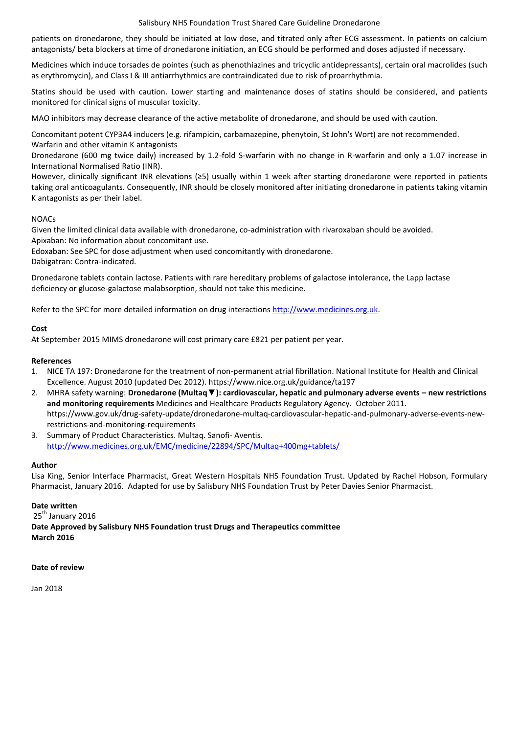patients on dronedarone, they should be initiated at low dose, and titrated only after ECG assessment. In patients on calcium antagonists/ beta blockers at time of dronedarone initiation, an ECG should be performed and doses adjusted if necessary.

Medicines which induce torsades de pointes (such as phenothiazines and tricyclic antidepressants), certain oral macrolides (such as erythromycin), and Class I & III antiarrhythmics are contraindicated due to risk of proarrhythmia.

Statins should be used with caution. Lower starting and maintenance doses of statins should be considered, and patients monitored for clinical signs of muscular toxicity.

MAO inhibitors may decrease clearance of the active metabolite of dronedarone, and should be used with caution.

Concomitant potent CYP3A4 inducers (e.g. rifampicin, carbamazepine, phenytoin, St John's Wort) are not recommended.
Warfarin and other vitamin K antagonists
Dronedarone (600 mg twice daily) increased by 1.2-fold S-warfarin with no change in R-warfarin and only a 1.07 increase in International Normalised Ratio (INR).
However, clinically significant INR elevations (≥5) usually within 1 week after starting dronedarone were reported in patients taking oral anticoagulants. Consequently, INR should be closely monitored after initiating dronedarone in patients taking vitamin K antagonists as per their label.

NOACs
Given the limited clinical data available with dronedarone, co-administration with rivaroxaban should be avoided.
Apixaban: No information about concomitant use.
Edoxaban: See SPC for dose adjustment when used concomitantly with dronedarone.
Dabigatran: Contra-indicated.

Dronedarone tablets contain lactose. Patients with rare hereditary problems of galactose intolerance, the Lapp lactase deficiency or glucose-galactose malabsorption, should not take this medicine.

Refer to the SPC for more detailed information on drug interactions http://www.medicines.org.uk.

**Cost**

At September 2015 MIMS dronedarone will cost primary care £821 per patient per year.

**References**

1. NICE TA 197: Dronedarone for the treatment of non-permanent atrial fibrillation. National Institute for Health and Clinical Excellence. August 2010 (updated Dec 2012). https://www.nice.org.uk/guidance/ta197
2. MHRA safety warning: **Dronedarone (Multaq▼): cardiovascular, hepatic and pulmonary adverse events – new restrictions and monitoring requirements** Medicines and Healthcare Products Regulatory Agency. October 2011. https://www.gov.uk/drug-safety-update/dronedarone-multaq-cardiovascular-hepatic-and-pulmonary-adverse-events-new-restrictions-and-monitoring-requirements
3. Summary of Product Characteristics. Multaq. Sanofi- Aventis. http://www.medicines.org.uk/EMC/medicine/22894/SPC/Multaq+400mg+tablets/

**Author**

Lisa King, Senior Interface Pharmacist, Great Western Hospitals NHS Foundation Trust. Updated by Rachel Hobson, Formulary Pharmacist, January 2016. Adapted for use by Salisbury NHS Foundation Trust by Peter Davies Senior Pharmacist.

**Date written**

25th January 2016

**Date Approved by Salisbury NHS Foundation trust Drugs and Therapeutics committee**
**March 2016**

**Date of review**

Jan 2018